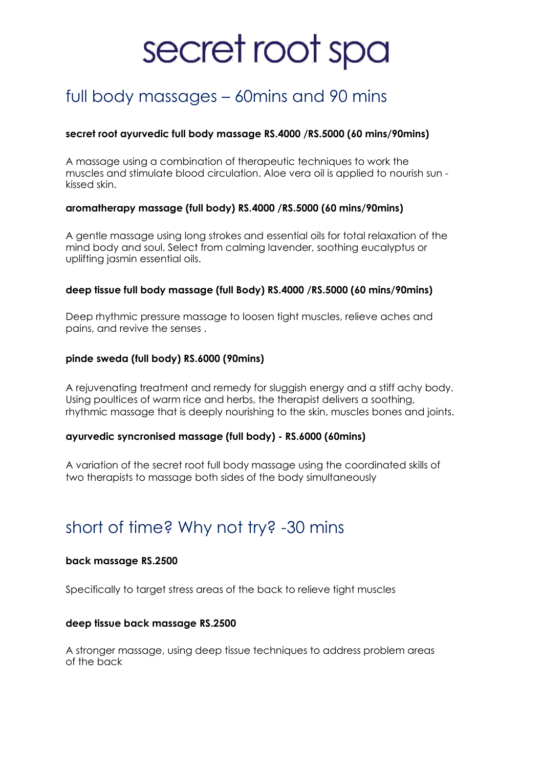# secret root spa

## full body massages – 60mins and 90 mins

**secret root ayurvedic full body massage RS.4000 /RS.5000 (60 mins/90mins)**

A massage using a combination of therapeutic techniques to work the muscles and stimulate blood circulation. Aloe vera oil is applied to nourish sun - kissed skin.

**aromatherapy massage (full body) RS.4000 /RS.5000 (60 mins/90mins)**

A gentle massage using long strokes and essential oils for total relaxation of the mind body and soul. Select from calming lavender, soothing eucalyptus or uplifting jasmin essential oils.

**deep tissue full body massage (full Body) RS.4000 /RS.5000 (60 mins/90mins)**

Deep rhythmic pressure massage to loosen tight muscles, relieve aches and pains, and revive the senses .

**pinde sweda (full body) RS.6000 (90mins)**

A rejuvenating treatment and remedy for sluggish energy and a stiff achy body. Using poultices of warm rice and herbs, the therapist delivers a soothing, rhythmic massage that is deeply nourishing to the skin, muscles bones and joints.

**ayurvedic syncronised massage (full body) - RS.6000 (60mins)**

A variation of the secret root full body massage using the coordinated skills of two therapists to massage both sides of the body simultaneously

## short of time? Why not try? -30 mins

**back massage RS.2500**

Specifically to target stress areas of the back to relieve tight muscles

**deep tissue back massage RS.2500**

A stronger massage, using deep tissue techniques to address problem areas of the back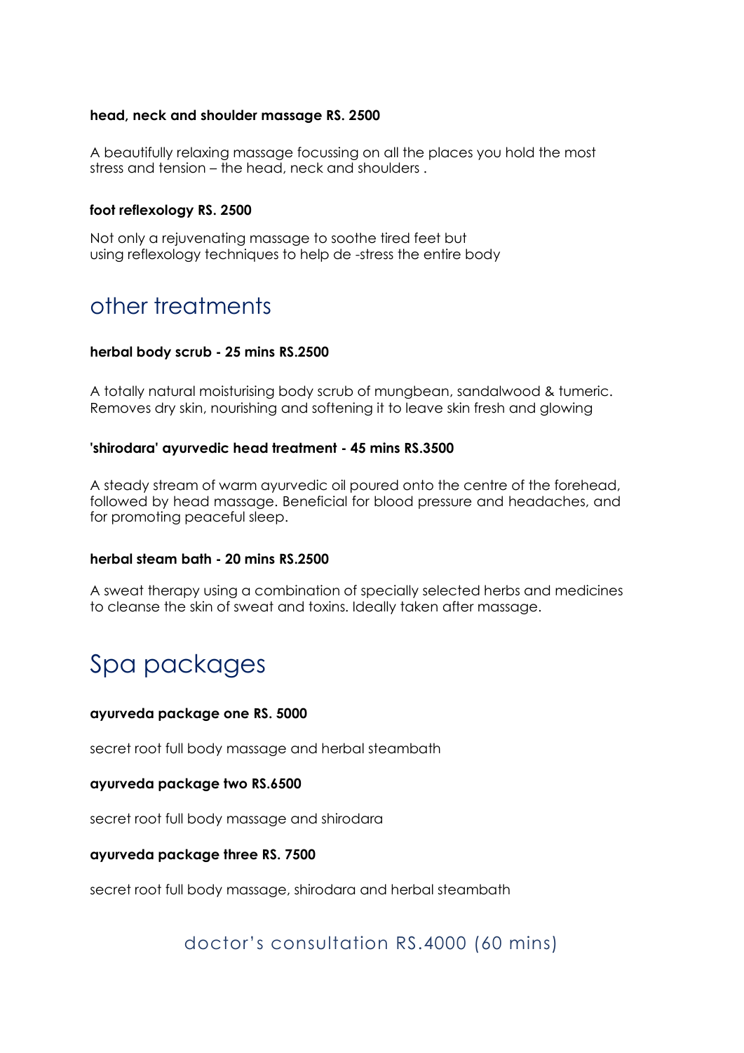**head, neck and shoulder massage RS. 2500**

A beautifully relaxing massage focussing on all the places you hold the most stress and tension – the head, neck and shoulders .

**foot reflexology RS. 2500**

Not only a rejuvenating massage to soothe tired feet but using reflexology techniques to help de -stress the entire body

## other treatments

**herbal body scrub - 25 mins RS.2500**

A totally natural moisturising body scrub of mungbean, sandalwood & tumeric. Removes dry skin, nourishing and softening it to leave skin fresh and glowing

**'shirodara' ayurvedic head treatment - 45 mins RS.3500**

A steady stream of warm ayurvedic oil poured onto the centre of the forehead, followed by head massage. Beneficial for blood pressure and headaches, and for promoting peaceful sleep.

**herbal steam bath - 20 mins RS.2500**

A sweat therapy using a combination of specially selected herbs and medicines to cleanse the skin of sweat and toxins. Ideally taken after massage.

# Spa packages

**ayurveda package one RS. 5000**

secret root full body massage and herbal steambath

**ayurveda package two RS.6500**

secret root full body massage and shirodara

**ayurveda package three RS. 7500**

secret root full body massage, shirodara and herbal steambath

### doctor's consultation RS.4000 (60 mins)